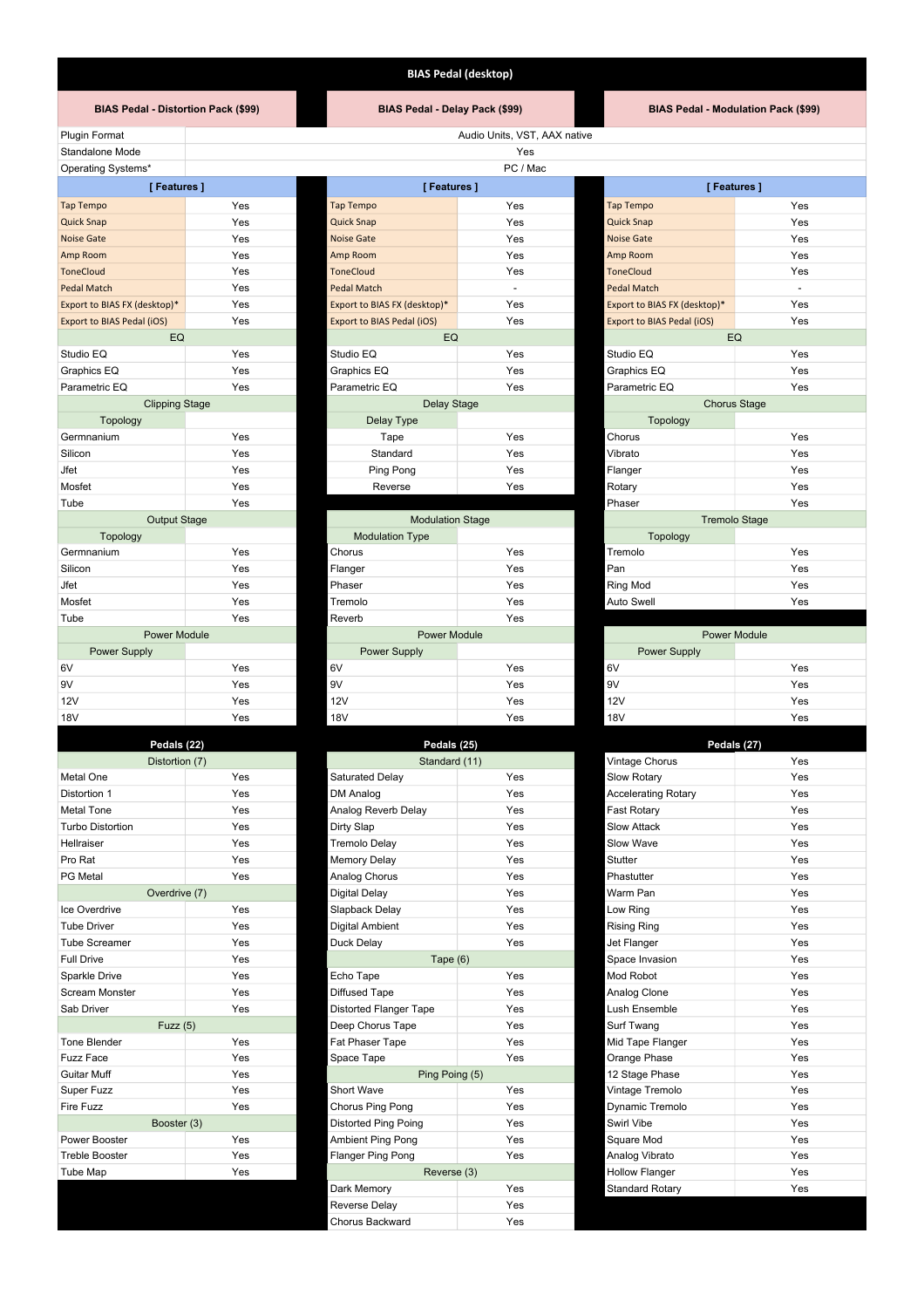# BIAS Pedal (desktop)

| | BIAS Pedal - Distortion Pack ($99) | | BIAS Pedal - Delay Pack ($99) | | BIAS Pedal - Modulation Pack ($99) |
|---|---|---|---|---|---|
| Plugin Format | Audio Units, VST, AAX native | | | | |
| Standalone Mode | Yes | | | | |
| Operating Systems* | PC / Mac | | | | |

## Distortion Pack ($99)

| [ Features ] | |
|---|---|
| Tap Tempo | Yes |
| Quick Snap | Yes |
| Noise Gate | Yes |
| Amp Room | Yes |
| ToneCloud | Yes |
| Pedal Match | Yes |
| Export to BIAS FX (desktop)* | Yes |
| Export to BIAS Pedal (iOS) | Yes |
| **EQ** | |
| Studio EQ | Yes |
| Graphics EQ | Yes |
| Parametric EQ | Yes |
| **Clipping Stage** | |
| Topology | |
| Germnanium | Yes |
| Silicon | Yes |
| Jfet | Yes |
| Mosfet | Yes |
| Tube | Yes |
| **Output Stage** | |
| Topology | |
| Germnanium | Yes |
| Silicon | Yes |
| Jfet | Yes |
| Mosfet | Yes |
| Tube | Yes |
| **Power Module** | |
| Power Supply | |
| 6V | Yes |
| 9V | Yes |
| 12V | Yes |
| 18V | Yes |

| Pedals (22) | |
|---|---|
| **Distortion (7)** | |
| Metal One | Yes |
| Distortion 1 | Yes |
| Metal Tone | Yes |
| Turbo Distortion | Yes |
| Hellraiser | Yes |
| Pro Rat | Yes |
| PG Metal | Yes |
| **Overdrive (7)** | |
| Ice Overdrive | Yes |
| Tube Driver | Yes |
| Tube Screamer | Yes |
| Full Drive | Yes |
| Sparkle Drive | Yes |
| Scream Monster | Yes |
| Sab Driver | Yes |
| **Fuzz (5)** | |
| Tone Blender | Yes |
| Fuzz Face | Yes |
| Guitar Muff | Yes |
| Super Fuzz | Yes |
| Fire Fuzz | Yes |
| **Booster (3)** | |
| Power Booster | Yes |
| Treble Booster | Yes |
| Tube Map | Yes |

## Delay Pack ($99)

| [ Features ] | |
|---|---|
| Tap Tempo | Yes |
| Quick Snap | Yes |
| Noise Gate | Yes |
| Amp Room | Yes |
| ToneCloud | Yes |
| Pedal Match | - |
| Export to BIAS FX (desktop)* | Yes |
| Export to BIAS Pedal (iOS) | Yes |
| **EQ** | |
| Studio EQ | Yes |
| Graphics EQ | Yes |
| Parametric EQ | Yes |
| **Delay Stage** | |
| Delay Type | |
| Tape | Yes |
| Standard | Yes |
| Ping Pong | Yes |
| Reverse | Yes |
| **Modulation Stage** | |
| Modulation Type | |
| Chorus | Yes |
| Flanger | Yes |
| Phaser | Yes |
| Tremolo | Yes |
| Reverb | Yes |
| **Power Module** | |
| Power Supply | |
| 6V | Yes |
| 9V | Yes |
| 12V | Yes |
| 18V | Yes |

| Pedals (25) | |
|---|---|
| **Standard (11)** | |
| Saturated Delay | Yes |
| DM Analog | Yes |
| Analog Reverb Delay | Yes |
| Dirty Slap | Yes |
| Tremolo Delay | Yes |
| Memory Delay | Yes |
| Analog Chorus | Yes |
| Digital Delay | Yes |
| Slapback Delay | Yes |
| Digital Ambient | Yes |
| Duck Delay | Yes |
| **Tape (6)** | |
| Echo Tape | Yes |
| Diffused Tape | Yes |
| Distorted Flanger Tape | Yes |
| Deep Chorus Tape | Yes |
| Fat Phaser Tape | Yes |
| Space Tape | Yes |
| **Ping Poing (5)** | |
| Short Wave | Yes |
| Chorus Ping Pong | Yes |
| Distorted Ping Poing | Yes |
| Ambient Ping Pong | Yes |
| Flanger Ping Pong | Yes |
| **Reverse (3)** | |
| Dark Memory | Yes |
| Reverse Delay | Yes |
| Chorus Backward | Yes |

## Modulation Pack ($99)

| [ Features ] | |
|---|---|
| Tap Tempo | Yes |
| Quick Snap | Yes |
| Noise Gate | Yes |
| Amp Room | Yes |
| ToneCloud | Yes |
| Pedal Match | - |
| Export to BIAS FX (desktop)* | Yes |
| Export to BIAS Pedal (iOS) | Yes |
| **EQ** | |
| Studio EQ | Yes |
| Graphics EQ | Yes |
| Parametric EQ | Yes |
| **Chorus Stage** | |
| Topology | |
| Chorus | Yes |
| Vibrato | Yes |
| Flanger | Yes |
| Rotary | Yes |
| Phaser | Yes |
| **Tremolo Stage** | |
| Topology | |
| Tremolo | Yes |
| Pan | Yes |
| Ring Mod | Yes |
| Auto Swell | Yes |
| **Power Module** | |
| Power Supply | |
| 6V | Yes |
| 9V | Yes |
| 12V | Yes |
| 18V | Yes |

| Pedals (27) | |
|---|---|
| Vintage Chorus | Yes |
| Slow Rotary | Yes |
| Accelerating Rotary | Yes |
| Fast Rotary | Yes |
| Slow Attack | Yes |
| Slow Wave | Yes |
| Stutter | Yes |
| Phastutter | Yes |
| Warm Pan | Yes |
| Low Ring | Yes |
| Rising Ring | Yes |
| Jet Flanger | Yes |
| Space Invasion | Yes |
| Mod Robot | Yes |
| Analog Clone | Yes |
| Lush Ensemble | Yes |
| Surf Twang | Yes |
| Mid Tape Flanger | Yes |
| Orange Phase | Yes |
| 12 Stage Phase | Yes |
| Vintage Tremolo | Yes |
| Dynamic Tremolo | Yes |
| Swirl Vibe | Yes |
| Square Mod | Yes |
| Analog Vibrato | Yes |
| Hollow Flanger | Yes |
| Standard Rotary | Yes |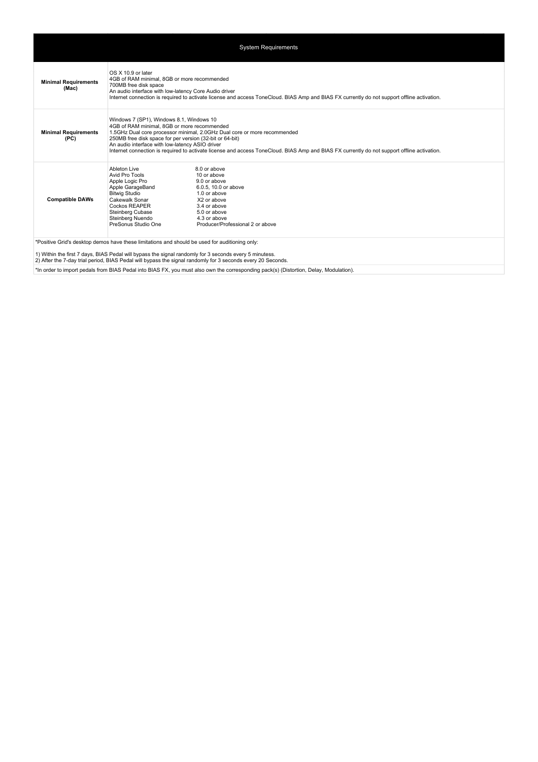| System Requirements | |
|---|---|
| **Minimal Requirements (Mac)** | OS X 10.9 or later<br>4GB of RAM minimal, 8GB or more recommended<br>700MB free disk space<br>An audio interface with low-latency Core Audio driver<br>Internet connection is required to activate license and access ToneCloud. BIAS Amp and BIAS FX currently do not support offline activation. |
| **Minimal Requirements (PC)** | Windows 7 (SP1), Windows 8.1, Windows 10<br>4GB of RAM minimal, 8GB or more recommended<br>1.5GHz Dual core processor minimal, 2.0GHz Dual core or more recommended<br>250MB free disk space for per version (32-bit or 64-bit)<br>An audio interface with low-latency ASIO driver<br>Internet connection is required to activate license and access ToneCloud. BIAS Amp and BIAS FX currently do not support offline activation. |
| **Compatible DAWs** | Ableton Live 8.0 or above<br>Avid Pro Tools 10 or above<br>Apple Logic Pro 9.0 or above<br>Apple GarageBand 6.0.5, 10.0 or above<br>Bitwig Studio 1.0 or above<br>Cakewalk Sonar X2 or above<br>Cockos REAPER 3.4 or above<br>Steinberg Cubase 5.0 or above<br>Steinberg Nuendo 4.3 or above<br>PreSonus Studio One Producer/Professional 2 or above |

*Positive Grid's desktop demos have these limitations and should be used for auditioning only:

1) Within the first 7 days, BIAS Pedal will bypass the signal randomly for 3 seconds every 5 minutess.
2) After the 7-day trial period, BIAS Pedal will bypass the signal randomly for 3 seconds every 20 Seconds.

*In order to import pedals from BIAS Pedal into BIAS FX, you must also own the corresponding pack(s) (Distortion, Delay, Modulation).